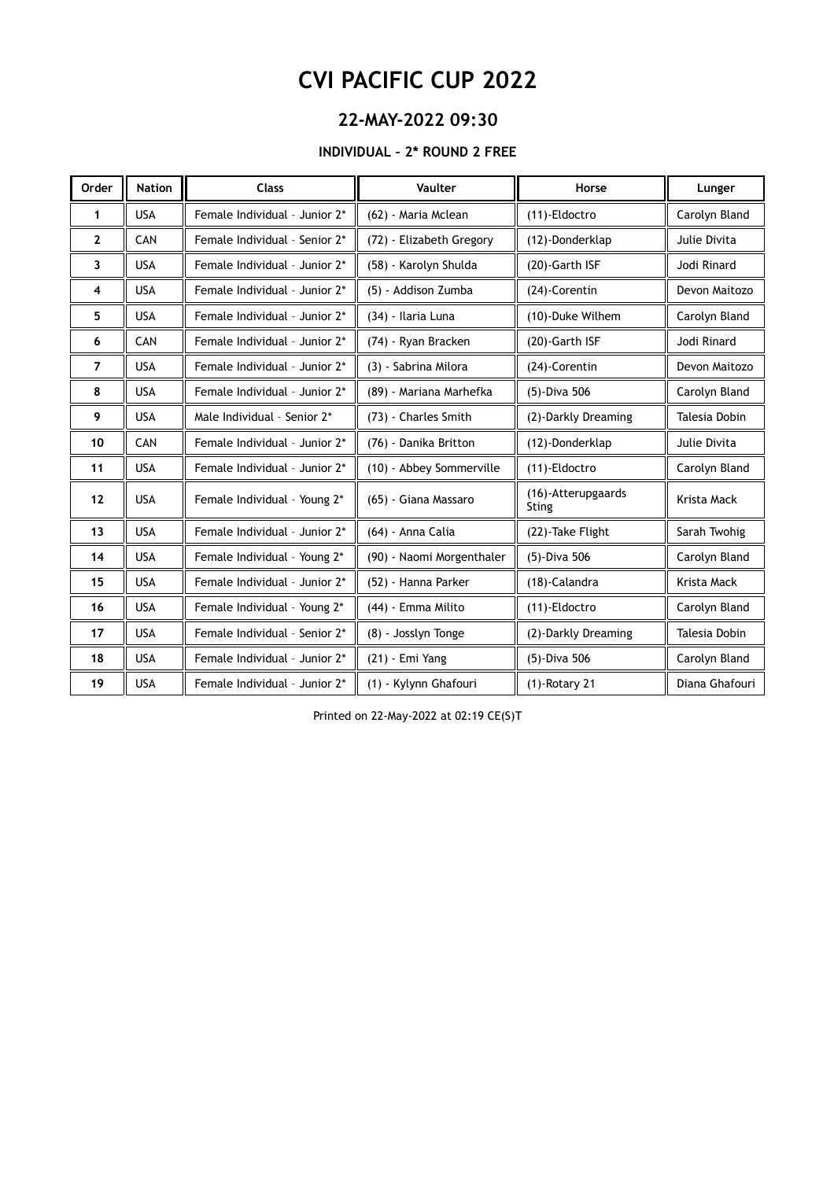# CVI PACIFIC CUP 2022

## 22-MAY-2022 09:30

### INDIVIDUAL – 2* ROUND 2 FREE

| Order | Nation | Class | Vaulter | Horse | Lunger |
|---|---|---|---|---|---|
| 1 | USA | Female Individual - Junior 2* | (62) - Maria Mclean | (11)-Eldoctro | Carolyn Bland |
| 2 | CAN | Female Individual - Senior 2* | (72) - Elizabeth Gregory | (12)-Donderklap | Julie Divita |
| 3 | USA | Female Individual - Junior 2* | (58) - Karolyn Shulda | (20)-Garth ISF | Jodi Rinard |
| 4 | USA | Female Individual - Junior 2* | (5) - Addison Zumba | (24)-Corentin | Devon Maitozo |
| 5 | USA | Female Individual - Junior 2* | (34) - Ilaria Luna | (10)-Duke Wilhem | Carolyn Bland |
| 6 | CAN | Female Individual - Junior 2* | (74) - Ryan Bracken | (20)-Garth ISF | Jodi Rinard |
| 7 | USA | Female Individual - Junior 2* | (3) - Sabrina Milora | (24)-Corentin | Devon Maitozo |
| 8 | USA | Female Individual - Junior 2* | (89) - Mariana Marhefka | (5)-Diva 506 | Carolyn Bland |
| 9 | USA | Male Individual - Senior 2* | (73) - Charles Smith | (2)-Darkly Dreaming | Talesia Dobin |
| 10 | CAN | Female Individual - Junior 2* | (76) - Danika Britton | (12)-Donderklap | Julie Divita |
| 11 | USA | Female Individual - Junior 2* | (10) - Abbey Sommerville | (11)-Eldoctro | Carolyn Bland |
| 12 | USA | Female Individual - Young 2* | (65) - Giana Massaro | (16)-Atterupgaards Sting | Krista Mack |
| 13 | USA | Female Individual - Junior 2* | (64) - Anna Calia | (22)-Take Flight | Sarah Twohig |
| 14 | USA | Female Individual - Young 2* | (90) - Naomi Morgenthaler | (5)-Diva 506 | Carolyn Bland |
| 15 | USA | Female Individual - Junior 2* | (52) - Hanna Parker | (18)-Calandra | Krista Mack |
| 16 | USA | Female Individual - Young 2* | (44) - Emma Milito | (11)-Eldoctro | Carolyn Bland |
| 17 | USA | Female Individual - Senior 2* | (8) - Josslyn Tonge | (2)-Darkly Dreaming | Talesia Dobin |
| 18 | USA | Female Individual - Junior 2* | (21) - Emi Yang | (5)-Diva 506 | Carolyn Bland |
| 19 | USA | Female Individual - Junior 2* | (1) - Kylynn Ghafouri | (1)-Rotary 21 | Diana Ghafouri |

Printed on 22-May-2022 at 02:19 CE(S)T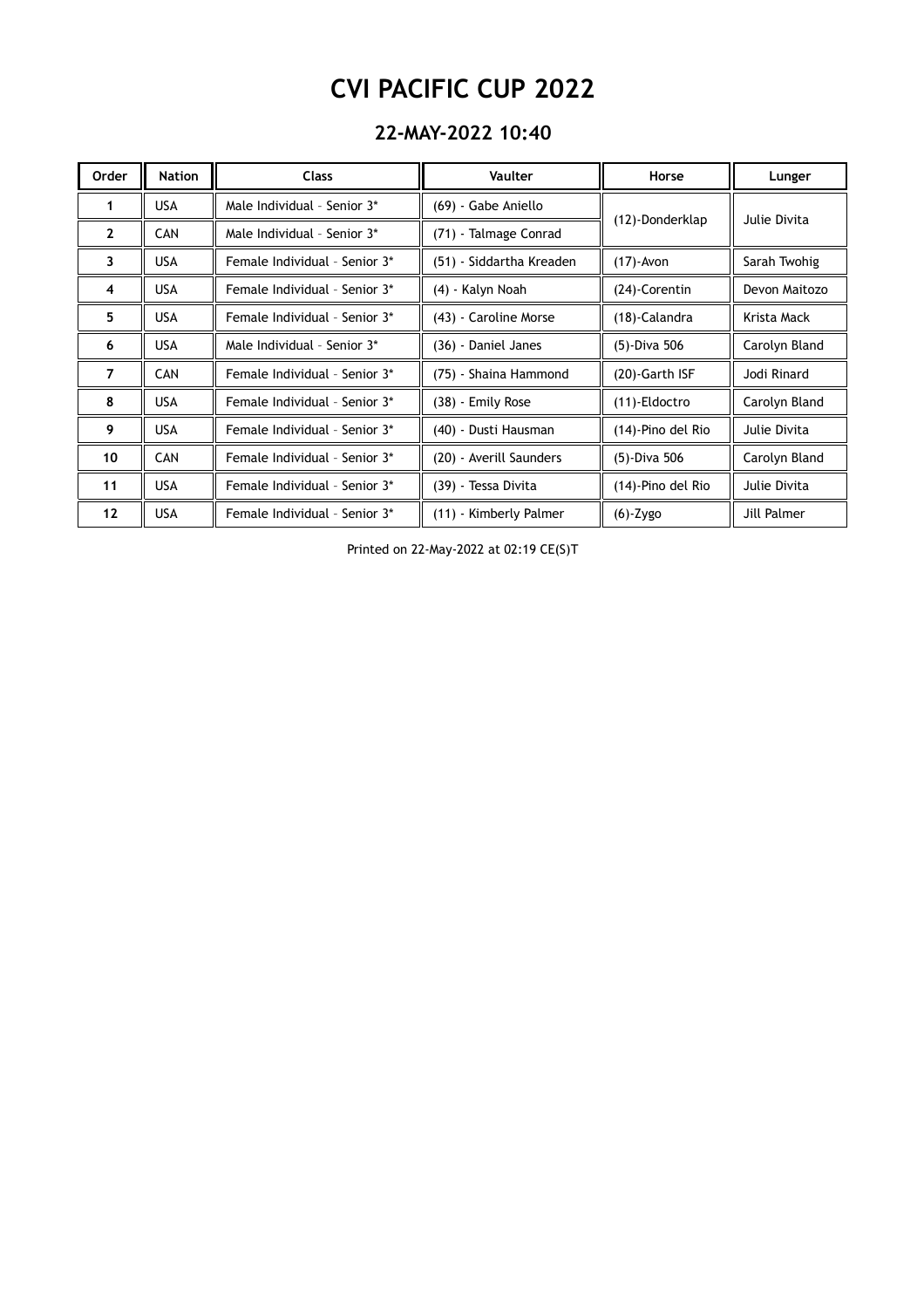# CVI PACIFIC CUP 2022

## 22-MAY-2022 10:40

| Order | Nation | Class | Vaulter | Horse | Lunger |
|---|---|---|---|---|---|
| 1 | USA | Male Individual - Senior 3* | (69) - Gabe Aniello | (12)-Donderklap | Julie Divita |
| 2 | CAN | Male Individual - Senior 3* | (71) - Talmage Conrad | | |
| 3 | USA | Female Individual - Senior 3* | (51) - Siddartha Kreaden | (17)-Avon | Sarah Twohig |
| 4 | USA | Female Individual - Senior 3* | (4) - Kalyn Noah | (24)-Corentin | Devon Maitozo |
| 5 | USA | Female Individual - Senior 3* | (43) - Caroline Morse | (18)-Calandra | Krista Mack |
| 6 | USA | Male Individual - Senior 3* | (36) - Daniel Janes | (5)-Diva 506 | Carolyn Bland |
| 7 | CAN | Female Individual - Senior 3* | (75) - Shaina Hammond | (20)-Garth ISF | Jodi Rinard |
| 8 | USA | Female Individual - Senior 3* | (38) - Emily Rose | (11)-Eldoctro | Carolyn Bland |
| 9 | USA | Female Individual - Senior 3* | (40) - Dusti Hausman | (14)-Pino del Rio | Julie Divita |
| 10 | CAN | Female Individual - Senior 3* | (20) - Averill Saunders | (5)-Diva 506 | Carolyn Bland |
| 11 | USA | Female Individual - Senior 3* | (39) - Tessa Divita | (14)-Pino del Rio | Julie Divita |
| 12 | USA | Female Individual - Senior 3* | (11) - Kimberly Palmer | (6)-Zygo | Jill Palmer |

Printed on 22-May-2022 at 02:19 CE(S)T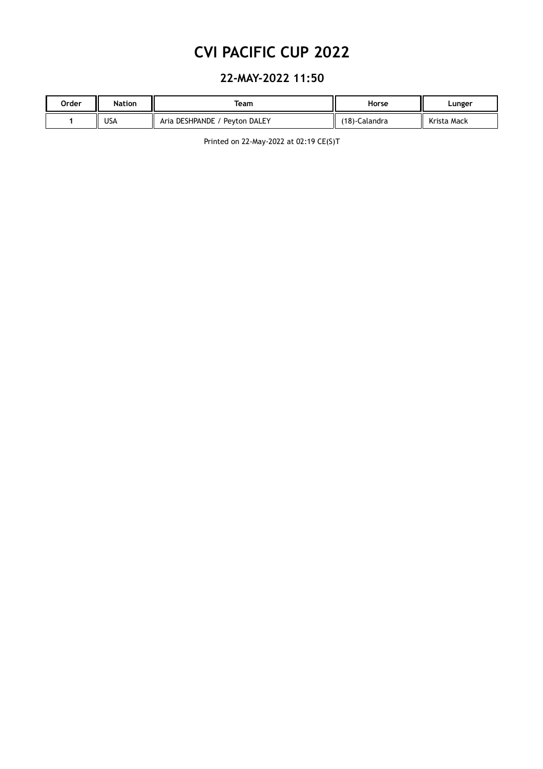# CVI PACIFIC CUP 2022

## 22-MAY-2022 11:50

| Order | Nation | Team | Horse | Lunger |
|---|---|---|---|---|
| 1 | USA | Aria DESHPANDE / Peyton DALEY | (18)-Calandra | Krista Mack |

Printed on 22-May-2022 at 02:19 CE(S)T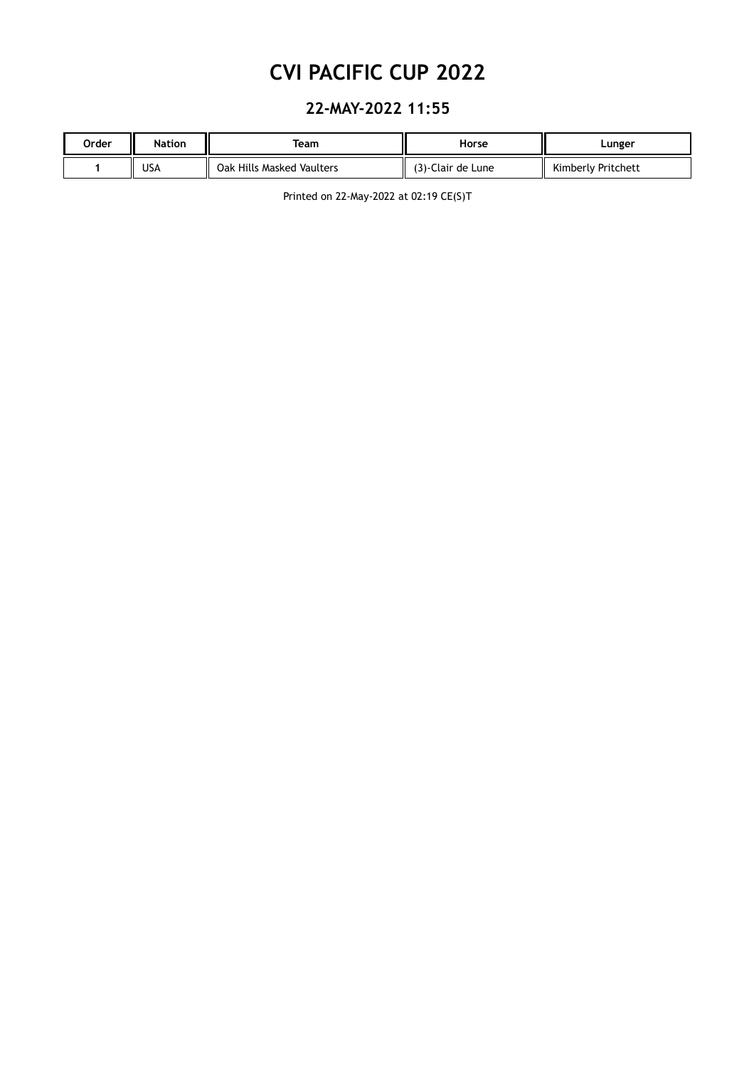# CVI PACIFIC CUP 2022

## 22-MAY-2022 11:55

| Order | Nation | Team | Horse | Lunger |
|---|---|---|---|---|
| 1 | USA | Oak Hills Masked Vaulters | (3)-Clair de Lune | Kimberly Pritchett |

Printed on 22-May-2022 at 02:19 CE(S)T